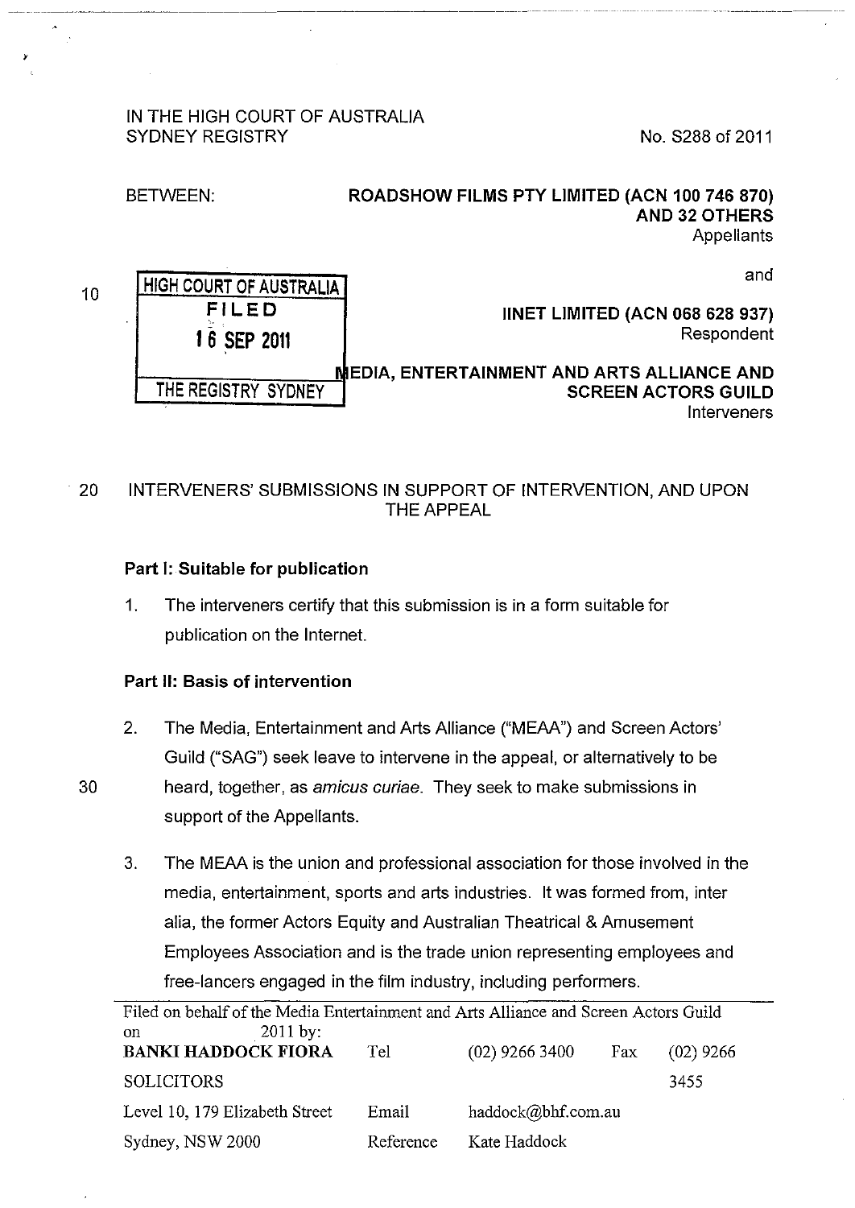IN THE HIGH COURT OF AUSTRALIA
SYDNEY REGISTRY

No. S288 of 2011

BETWEEN:

**ROADSHOW FILMS PTY LIMITED (ACN 100 746 870) AND 32 OTHERS**
Appellants

and

**IINET LIMITED (ACN 068 628 937)**
Respondent

**MEDIA, ENTERTAINMENT AND ARTS ALLIANCE AND SCREEN ACTORS GUILD**
Interveners

HIGH COURT OF AUSTRALIA
FILED
16 SEP 2011
THE REGISTRY SYDNEY

INTERVENERS' SUBMISSIONS IN SUPPORT OF INTERVENTION, AND UPON THE APPEAL

**Part I: Suitable for publication**

1. The interveners certify that this submission is in a form suitable for publication on the Internet.

**Part II: Basis of intervention**

2. The Media, Entertainment and Arts Alliance ("MEAA") and Screen Actors' Guild ("SAG") seek leave to intervene in the appeal, or alternatively to be heard, together, as *amicus curiae*. They seek to make submissions in support of the Appellants.

3. The MEAA is the union and professional association for those involved in the media, entertainment, sports and arts industries. It was formed from, inter alia, the former Actors Equity and Australian Theatrical & Amusement Employees Association and is the trade union representing employees and free-lancers engaged in the film industry, including performers.

| Filed on behalf of the Media Entertainment and Arts Alliance and Screen Actors Guild on 2011 by: | | | | |
|---|---|---|---|---|
| **BANKI HADDOCK FIORA** | Tel | (02) 9266 3400 | Fax | (02) 9266 3455 |
| SOLICITORS | | | | |
| Level 10, 179 Elizabeth Street | Email | haddock@bhf.com.au | | |
| Sydney, NSW 2000 | Reference | Kate Haddock | | |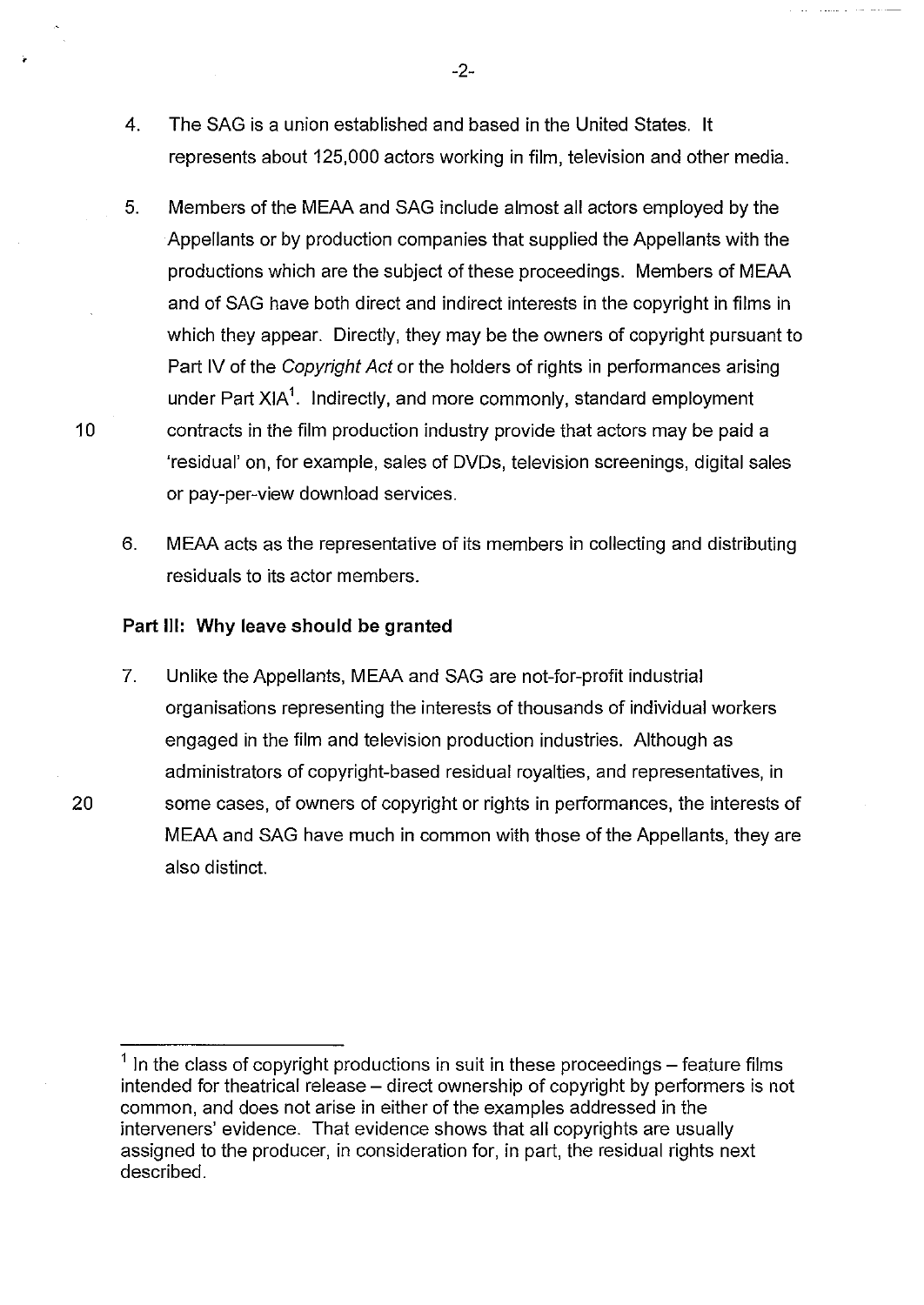4. The SAG is a union established and based in the United States. It represents about 125,000 actors working in film, television and other media.

5. Members of the MEAA and SAG include almost all actors employed by the Appellants or by production companies that supplied the Appellants with the productions which are the subject of these proceedings. Members of MEAA and of SAG have both direct and indirect interests in the copyright in films in which they appear. Directly, they may be the owners of copyright pursuant to Part IV of the *Copyright Act* or the holders of rights in performances arising under Part XIA[1]. Indirectly, and more commonly, standard employment contracts in the film production industry provide that actors may be paid a 'residual' on, for example, sales of DVDs, television screenings, digital sales or pay-per-view download services.

6. MEAA acts as the representative of its members in collecting and distributing residuals to its actor members.

**Part III: Why leave should be granted**

7. Unlike the Appellants, MEAA and SAG are not-for-profit industrial organisations representing the interests of thousands of individual workers engaged in the film and television production industries. Although as administrators of copyright-based residual royalties, and representatives, in some cases, of owners of copyright or rights in performances, the interests of MEAA and SAG have much in common with those of the Appellants, they are also distinct.

---

[1] In the class of copyright productions in suit in these proceedings – feature films intended for theatrical release – direct ownership of copyright by performers is not common, and does not arise in either of the examples addressed in the interveners' evidence. That evidence shows that all copyrights are usually assigned to the producer, in consideration for, in part, the residual rights next described.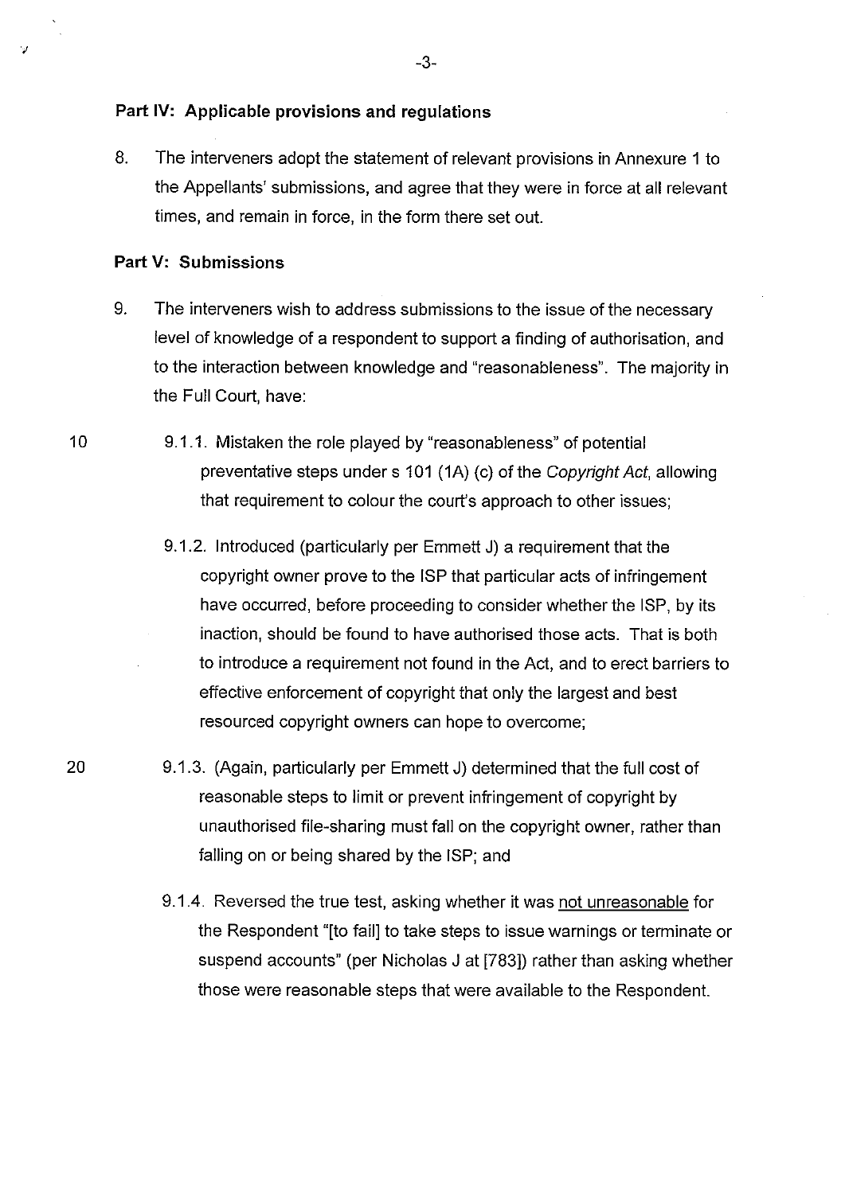**Part IV: Applicable provisions and regulations**

8. The interveners adopt the statement of relevant provisions in Annexure 1 to the Appellants' submissions, and agree that they were in force at all relevant times, and remain in force, in the form there set out.

**Part V: Submissions**

9. The interveners wish to address submissions to the issue of the necessary level of knowledge of a respondent to support a finding of authorisation, and to the interaction between knowledge and "reasonableness". The majority in the Full Court, have:

   9.1.1. Mistaken the role played by "reasonableness" of potential preventative steps under s 101 (1A) (c) of the *Copyright Act*, allowing that requirement to colour the court's approach to other issues;

   9.1.2. Introduced (particularly per Emmett J) a requirement that the copyright owner prove to the ISP that particular acts of infringement have occurred, before proceeding to consider whether the ISP, by its inaction, should be found to have authorised those acts. That is both to introduce a requirement not found in the Act, and to erect barriers to effective enforcement of copyright that only the largest and best resourced copyright owners can hope to overcome;

   9.1.3. (Again, particularly per Emmett J) determined that the full cost of reasonable steps to limit or prevent infringement of copyright by unauthorised file-sharing must fall on the copyright owner, rather than falling on or being shared by the ISP; and

   9.1.4. Reversed the true test, asking whether it was <u>not unreasonable</u> for the Respondent "[to fail] to take steps to issue warnings or terminate or suspend accounts" (per Nicholas J at [783]) rather than asking whether those were reasonable steps that were available to the Respondent.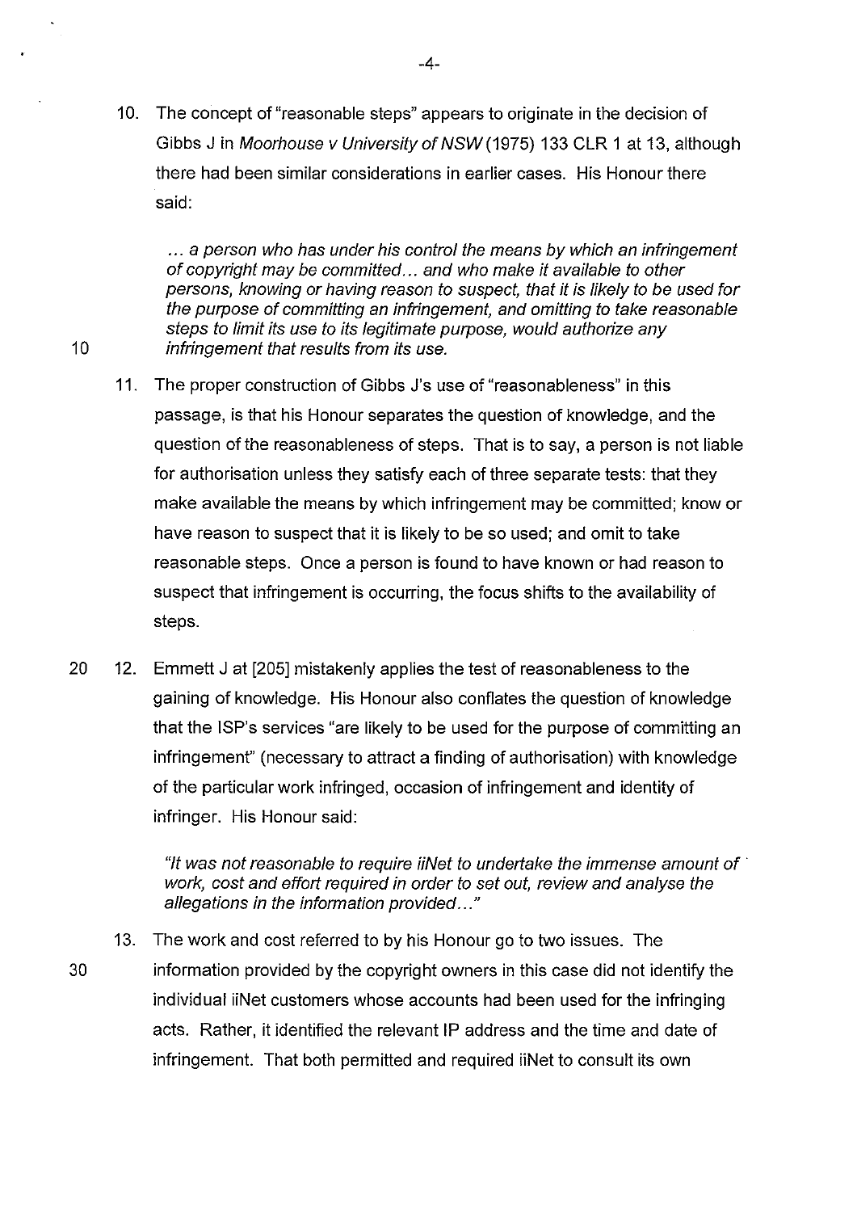10. The concept of "reasonable steps" appears to originate in the decision of Gibbs J in *Moorhouse v University of NSW* (1975) 133 CLR 1 at 13, although there had been similar considerations in earlier cases. His Honour there said:

> *... a person who has under his control the means by which an infringement of copyright may be committed... and who make it available to other persons, knowing or having reason to suspect, that it is likely to be used for the purpose of committing an infringement, and omitting to take reasonable steps to limit its use to its legitimate purpose, would authorize any infringement that results from its use.*

11. The proper construction of Gibbs J's use of "reasonableness" in this passage, is that his Honour separates the question of knowledge, and the question of the reasonableness of steps. That is to say, a person is not liable for authorisation unless they satisfy each of three separate tests: that they make available the means by which infringement may be committed; know or have reason to suspect that it is likely to be so used; and omit to take reasonable steps. Once a person is found to have known or had reason to suspect that infringement is occurring, the focus shifts to the availability of steps.

12. Emmett J at [205] mistakenly applies the test of reasonableness to the gaining of knowledge. His Honour also conflates the question of knowledge that the ISP's services "are likely to be used for the purpose of committing an infringement" (necessary to attract a finding of authorisation) with knowledge of the particular work infringed, occasion of infringement and identity of infringer. His Honour said:

> *"It was not reasonable to require iiNet to undertake the immense amount of work, cost and effort required in order to set out, review and analyse the allegations in the information provided..."*

13. The work and cost referred to by his Honour go to two issues. The information provided by the copyright owners in this case did not identify the individual iiNet customers whose accounts had been used for the infringing acts. Rather, it identified the relevant IP address and the time and date of infringement. That both permitted and required iiNet to consult its own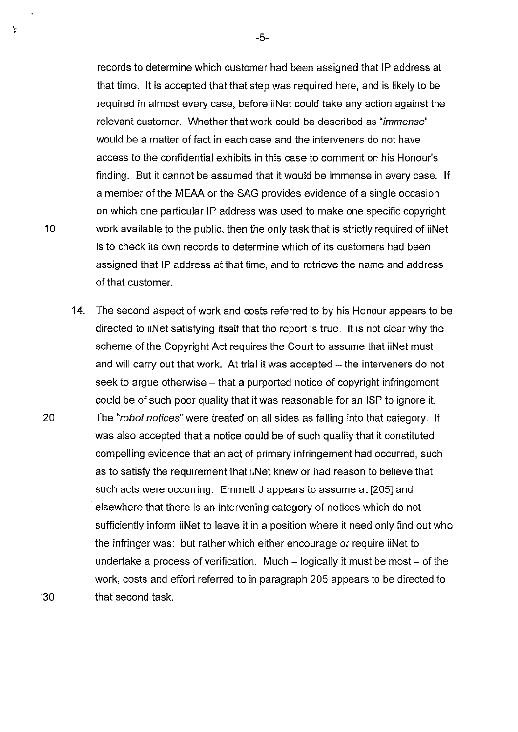records to determine which customer had been assigned that IP address at that time. It is accepted that that step was required here, and is likely to be required in almost every case, before iiNet could take any action against the relevant customer. Whether that work could be described as "*immense*" would be a matter of fact in each case and the interveners do not have access to the confidential exhibits in this case to comment on his Honour's finding. But it cannot be assumed that it would be immense in every case. If a member of the MEAA or the SAG provides evidence of a single occasion on which one particular IP address was used to make one specific copyright work available to the public, then the only task that is strictly required of iiNet is to check its own records to determine which of its customers had been assigned that IP address at that time, and to retrieve the name and address of that customer.

14. The second aspect of work and costs referred to by his Honour appears to be directed to iiNet satisfying itself that the report is true. It is not clear why the scheme of the Copyright Act requires the Court to assume that iiNet must and will carry out that work. At trial it was accepted – the interveners do not seek to argue otherwise – that a purported notice of copyright infringement could be of such poor quality that it was reasonable for an ISP to ignore it. The "*robot notices*" were treated on all sides as falling into that category. It was also accepted that a notice could be of such quality that it constituted compelling evidence that an act of primary infringement had occurred, such as to satisfy the requirement that iiNet knew or had reason to believe that such acts were occurring. Emmett J appears to assume at [205] and elsewhere that there is an intervening category of notices which do not sufficiently inform iiNet to leave it in a position where it need only find out who the infringer was: but rather which either encourage or require iiNet to undertake a process of verification. Much – logically it must be most – of the work, costs and effort referred to in paragraph 205 appears to be directed to that second task.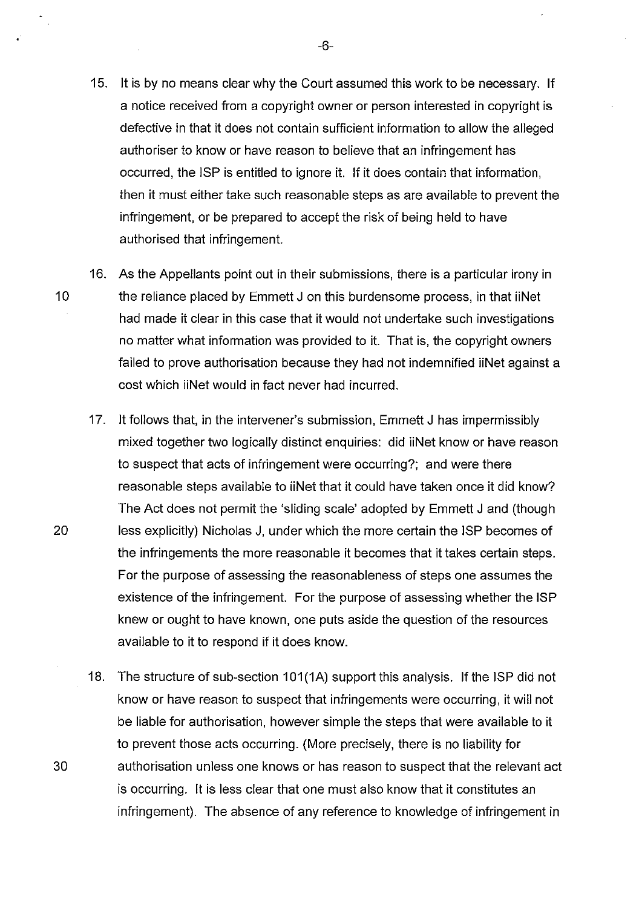15. It is by no means clear why the Court assumed this work to be necessary. If a notice received from a copyright owner or person interested in copyright is defective in that it does not contain sufficient information to allow the alleged authoriser to know or have reason to believe that an infringement has occurred, the ISP is entitled to ignore it. If it does contain that information, then it must either take such reasonable steps as are available to prevent the infringement, or be prepared to accept the risk of being held to have authorised that infringement.

16. As the Appellants point out in their submissions, there is a particular irony in the reliance placed by Emmett J on this burdensome process, in that iiNet had made it clear in this case that it would not undertake such investigations no matter what information was provided to it. That is, the copyright owners failed to prove authorisation because they had not indemnified iiNet against a cost which iiNet would in fact never had incurred.

17. It follows that, in the intervener's submission, Emmett J has impermissibly mixed together two logically distinct enquiries: did iiNet know or have reason to suspect that acts of infringement were occurring?; and were there reasonable steps available to iiNet that it could have taken once it did know? The Act does not permit the 'sliding scale' adopted by Emmett J and (though less explicitly) Nicholas J, under which the more certain the ISP becomes of the infringements the more reasonable it becomes that it takes certain steps. For the purpose of assessing the reasonableness of steps one assumes the existence of the infringement. For the purpose of assessing whether the ISP knew or ought to have known, one puts aside the question of the resources available to it to respond if it does know.

18. The structure of sub-section 101(1A) support this analysis. If the ISP did not know or have reason to suspect that infringements were occurring, it will not be liable for authorisation, however simple the steps that were available to it to prevent those acts occurring. (More precisely, there is no liability for authorisation unless one knows or has reason to suspect that the relevant act is occurring. It is less clear that one must also know that it constitutes an infringement). The absence of any reference to knowledge of infringement in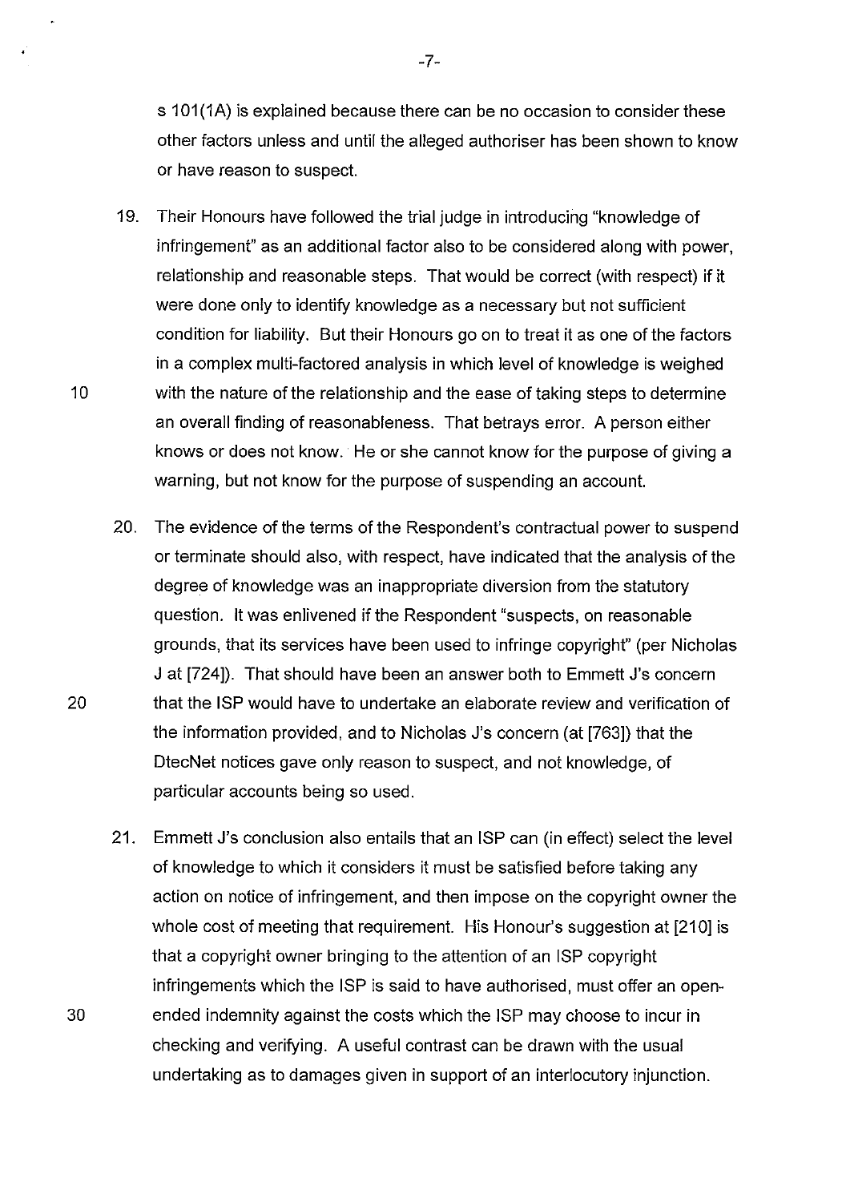s 101(1A) is explained because there can be no occasion to consider these other factors unless and until the alleged authoriser has been shown to know or have reason to suspect.

19. Their Honours have followed the trial judge in introducing "knowledge of infringement" as an additional factor also to be considered along with power, relationship and reasonable steps. That would be correct (with respect) if it were done only to identify knowledge as a necessary but not sufficient condition for liability. But their Honours go on to treat it as one of the factors in a complex multi-factored analysis in which level of knowledge is weighed with the nature of the relationship and the ease of taking steps to determine an overall finding of reasonableness. That betrays error. A person either knows or does not know. He or she cannot know for the purpose of giving a warning, but not know for the purpose of suspending an account.

20. The evidence of the terms of the Respondent's contractual power to suspend or terminate should also, with respect, have indicated that the analysis of the degree of knowledge was an inappropriate diversion from the statutory question. It was enlivened if the Respondent "suspects, on reasonable grounds, that its services have been used to infringe copyright" (per Nicholas J at [724]). That should have been an answer both to Emmett J's concern that the ISP would have to undertake an elaborate review and verification of the information provided, and to Nicholas J's concern (at [763]) that the DtecNet notices gave only reason to suspect, and not knowledge, of particular accounts being so used.

21. Emmett J's conclusion also entails that an ISP can (in effect) select the level of knowledge to which it considers it must be satisfied before taking any action on notice of infringement, and then impose on the copyright owner the whole cost of meeting that requirement. His Honour's suggestion at [210] is that a copyright owner bringing to the attention of an ISP copyright infringements which the ISP is said to have authorised, must offer an open-ended indemnity against the costs which the ISP may choose to incur in checking and verifying. A useful contrast can be drawn with the usual undertaking as to damages given in support of an interlocutory injunction.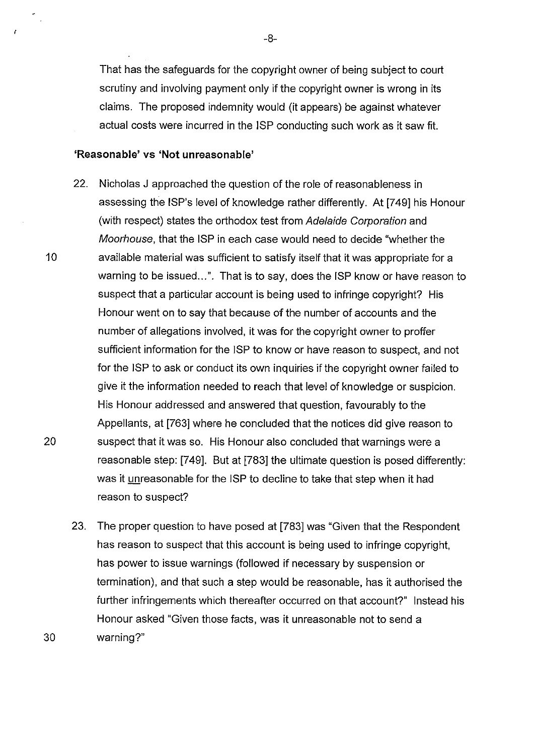That has the safeguards for the copyright owner of being subject to court scrutiny and involving payment only if the copyright owner is wrong in its claims. The proposed indemnity would (it appears) be against whatever actual costs were incurred in the ISP conducting such work as it saw fit.

**'Reasonable' vs 'Not unreasonable'**

22. Nicholas J approached the question of the role of reasonableness in assessing the ISP's level of knowledge rather differently. At [749] his Honour (with respect) states the orthodox test from *Adelaide Corporation* and *Moorhouse*, that the ISP in each case would need to decide "whether the available material was sufficient to satisfy itself that it was appropriate for a warning to be issued...". That is to say, does the ISP know or have reason to suspect that a particular account is being used to infringe copyright? His Honour went on to say that because of the number of accounts and the number of allegations involved, it was for the copyright owner to proffer sufficient information for the ISP to know or have reason to suspect, and not for the ISP to ask or conduct its own inquiries if the copyright owner failed to give it the information needed to reach that level of knowledge or suspicion. His Honour addressed and answered that question, favourably to the Appellants, at [763] where he concluded that the notices did give reason to suspect that it was so. His Honour also concluded that warnings were a reasonable step: [749]. But at [783] the ultimate question is posed differently: was it <u>un</u>reasonable for the ISP to decline to take that step when it had reason to suspect?

23. The proper question to have posed at [783] was "Given that the Respondent has reason to suspect that this account is being used to infringe copyright, has power to issue warnings (followed if necessary by suspension or termination), and that such a step would be reasonable, has it authorised the further infringements which thereafter occurred on that account?" Instead his Honour asked "Given those facts, was it unreasonable not to send a warning?"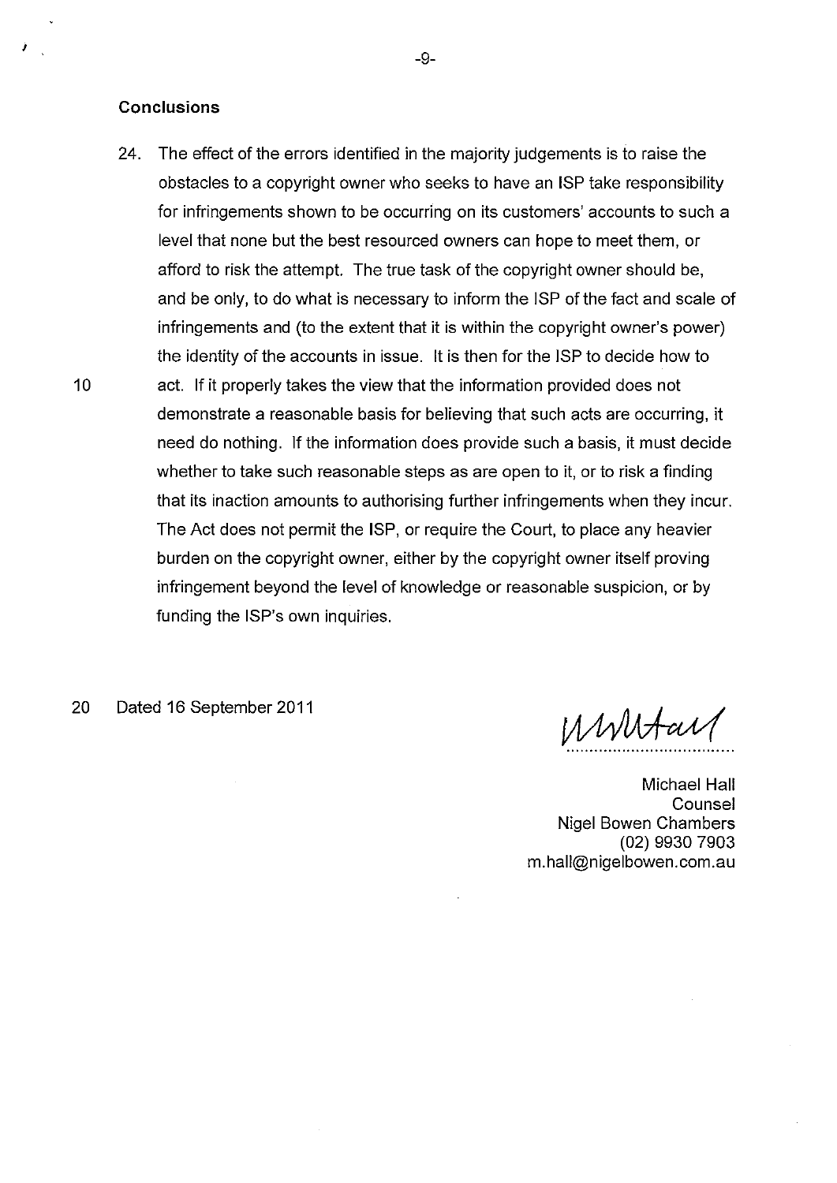**Conclusions**

24. The effect of the errors identified in the majority judgements is to raise the obstacles to a copyright owner who seeks to have an ISP take responsibility for infringements shown to be occurring on its customers' accounts to such a level that none but the best resourced owners can hope to meet them, or afford to risk the attempt. The true task of the copyright owner should be, and be only, to do what is necessary to inform the ISP of the fact and scale of infringements and (to the extent that it is within the copyright owner's power) the identity of the accounts in issue. It is then for the ISP to decide how to act. If it properly takes the view that the information provided does not demonstrate a reasonable basis for believing that such acts are occurring, it need do nothing. If the information does provide such a basis, it must decide whether to take such reasonable steps as are open to it, or to risk a finding that its inaction amounts to authorising further infringements when they incur. The Act does not permit the ISP, or require the Court, to place any heavier burden on the copyright owner, either by the copyright owner itself proving infringement beyond the level of knowledge or reasonable suspicion, or by funding the ISP's own inquiries.

Dated 16 September 2011

Michael Hall
Counsel
Nigel Bowen Chambers
(02) 9930 7903
m.hall@nigelbowen.com.au